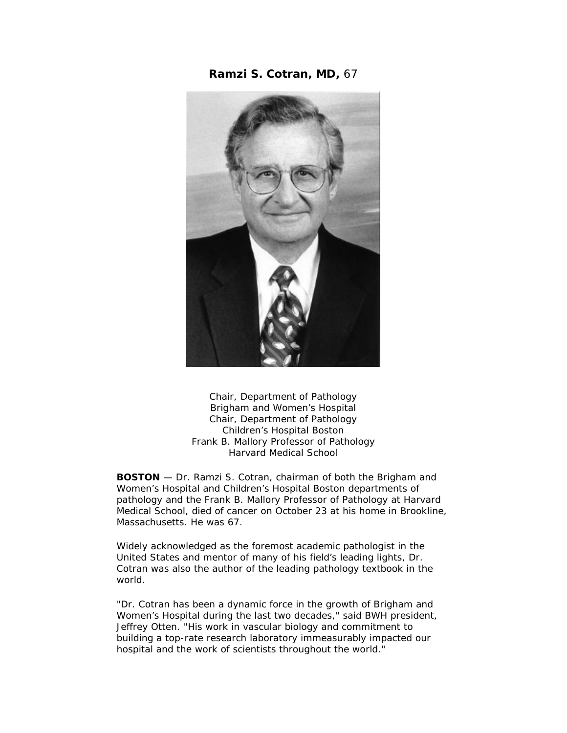# **Ramzi S. Cotran, MD,** 67

Chair, Department of Pathology
Brigham and Women's Hospital
Chair, Department of Pathology
Children's Hospital Boston
Frank B. Mallory Professor of Pathology
Harvard Medical School

**BOSTON** — Dr. Ramzi S. Cotran, chairman of both the Brigham and Women's Hospital and Children's Hospital Boston departments of pathology and the Frank B. Mallory Professor of Pathology at Harvard Medical School, died of cancer on October 23 at his home in Brookline, Massachusetts. He was 67.

Widely acknowledged as the foremost academic pathologist in the United States and mentor of many of his field's leading lights, Dr. Cotran was also the author of the leading pathology textbook in the world.

"Dr. Cotran has been a dynamic force in the growth of Brigham and Women's Hospital during the last two decades," said BWH president, Jeffrey Otten. "His work in vascular biology and commitment to building a top-rate research laboratory immeasurably impacted our hospital and the work of scientists throughout the world."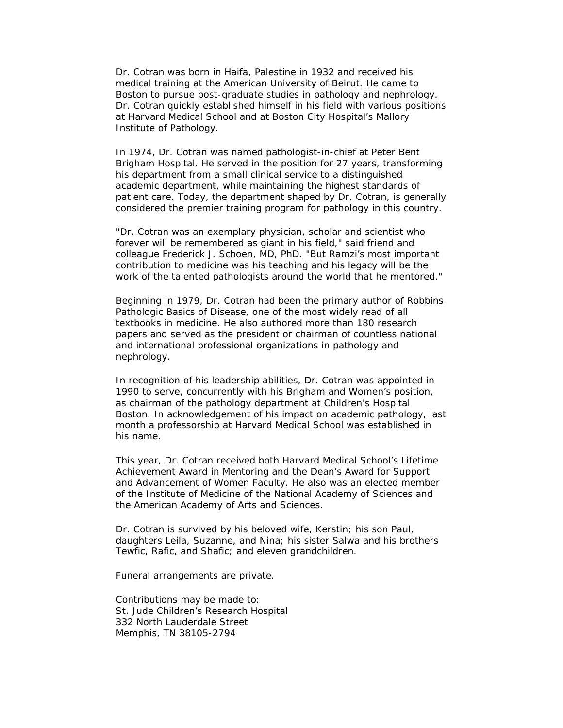Dr. Cotran was born in Haifa, Palestine in 1932 and received his medical training at the American University of Beirut. He came to Boston to pursue post-graduate studies in pathology and nephrology. Dr. Cotran quickly established himself in his field with various positions at Harvard Medical School and at Boston City Hospital's Mallory Institute of Pathology.

In 1974, Dr. Cotran was named pathologist-in-chief at Peter Bent Brigham Hospital. He served in the position for 27 years, transforming his department from a small clinical service to a distinguished academic department, while maintaining the highest standards of patient care. Today, the department shaped by Dr. Cotran, is generally considered the premier training program for pathology in this country.

"Dr. Cotran was an exemplary physician, scholar and scientist who forever will be remembered as giant in his field," said friend and colleague Frederick J. Schoen, MD, PhD. "But Ramzi's most important contribution to medicine was his teaching and his legacy will be the work of the talented pathologists around the world that he mentored."

Beginning in 1979, Dr. Cotran had been the primary author of Robbins Pathologic Basics of Disease, one of the most widely read of all textbooks in medicine. He also authored more than 180 research papers and served as the president or chairman of countless national and international professional organizations in pathology and nephrology.

In recognition of his leadership abilities, Dr. Cotran was appointed in 1990 to serve, concurrently with his Brigham and Women's position, as chairman of the pathology department at Children's Hospital Boston. In acknowledgement of his impact on academic pathology, last month a professorship at Harvard Medical School was established in his name.

This year, Dr. Cotran received both Harvard Medical School's Lifetime Achievement Award in Mentoring and the Dean's Award for Support and Advancement of Women Faculty. He also was an elected member of the Institute of Medicine of the National Academy of Sciences and the American Academy of Arts and Sciences.

Dr. Cotran is survived by his beloved wife, Kerstin; his son Paul, daughters Leila, Suzanne, and Nina; his sister Salwa and his brothers Tewfic, Rafic, and Shafic; and eleven grandchildren.

Funeral arrangements are private.

Contributions may be made to:
St. Jude Children's Research Hospital
332 North Lauderdale Street
Memphis, TN 38105-2794